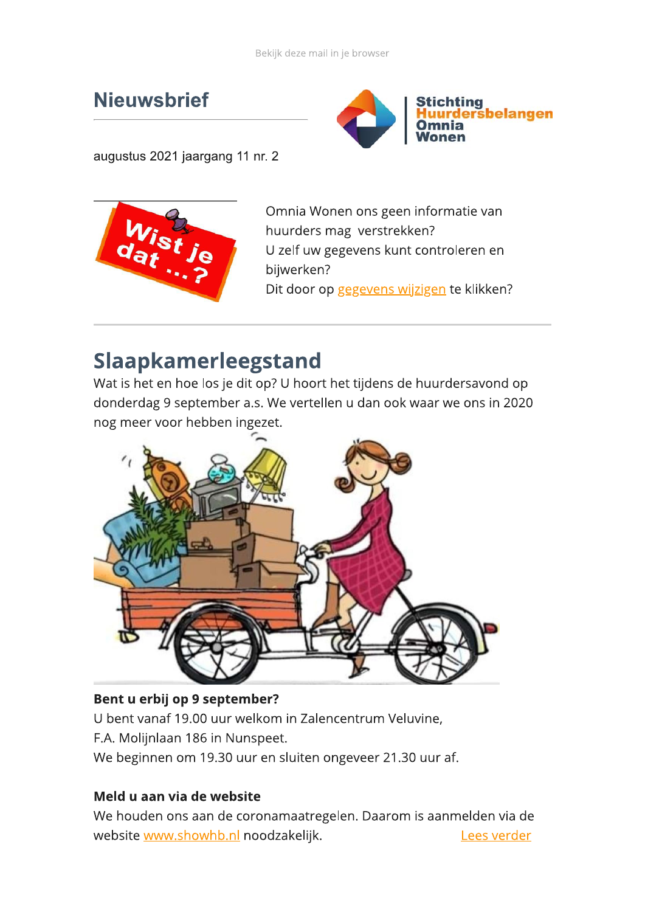Bekijk deze mail in je browser

# Nieuwsbrief

Stichting Huurdersbelangen Omnia Wonen

augustus 2021 jaargang 11 nr. 2

Wist je dat ...?

Omnia Wonen ons geen informatie van huurders mag verstrekken?
U zelf uw gegevens kunt controleren en bijwerken?
Dit door op gegevens wijzigen te klikken?

## Slaapkamerleegstand

Wat is het en hoe los je dit op? U hoort het tijdens de huurdersavond op donderdag 9 september a.s. We vertellen u dan ook waar we ons in 2020 nog meer voor hebben ingezet.

**Bent u erbij op 9 september?**
U bent vanaf 19.00 uur welkom in Zalencentrum Veluvine,
F.A. Molijnlaan 186 in Nunspeet.
We beginnen om 19.30 uur en sluiten ongeveer 21.30 uur af.

**Meld u aan via de website**
We houden ons aan de coronamaatregelen. Daarom is aanmelden via de website www.showhb.nl noodzakelijk. Lees verder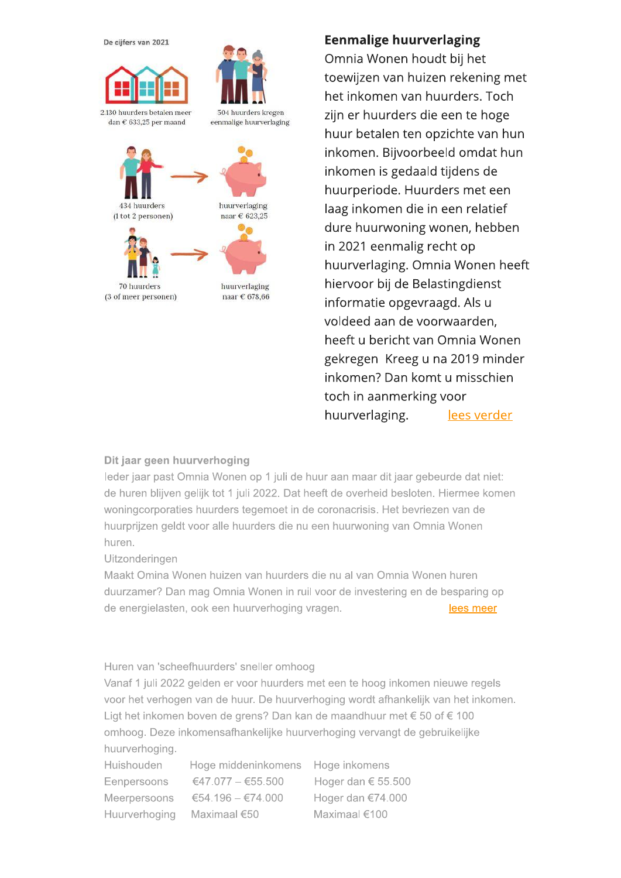De cijfers van 2021

2.130 huurders betalen meer dan € 633,25 per maand

504 huurders kregen eenmalige huurverlaging

434 huurders (1 tot 2 personen) → huurverlaging naar € 623,25

70 huurders (3 of meer personen) → huurverlaging naar € 678,66

## Eenmalige huurverlaging

Omnia Wonen houdt bij het toewijzen van huizen rekening met het inkomen van huurders. Toch zijn er huurders die een te hoge huur betalen ten opzichte van hun inkomen. Bijvoorbeeld omdat hun inkomen is gedaald tijdens de huurperiode. Huurders met een laag inkomen die in een relatief dure huurwoning wonen, hebben in 2021 eenmalig recht op huurverlaging. Omnia Wonen heeft hiervoor bij de Belastingdienst informatie opgevraagd. Als u voldeed aan de voorwaarden, heeft u bericht van Omnia Wonen gekregen Kreeg u na 2019 minder inkomen? Dan komt u misschien toch in aanmerking voor huurverlaging. lees verder

## Dit jaar geen huurverhoging

Ieder jaar past Omnia Wonen op 1 juli de huur aan maar dit jaar gebeurde dat niet: de huren blijven gelijk tot 1 juli 2022. Dat heeft de overheid besloten. Hiermee komen woningcorporaties huurders tegemoet in de coronacrisis. Het bevriezen van de huurprijzen geldt voor alle huurders die nu een huurwoning van Omnia Wonen huren.

Uitzonderingen

Maakt Omina Wonen huizen van huurders die nu al van Omnia Wonen huren duurzamer? Dan mag Omnia Wonen in ruil voor de investering en de besparing op de energielasten, ook een huurverhoging vragen. lees meer

## Huren van 'scheefhuurders' sneller omhoog

Vanaf 1 juli 2022 gelden er voor huurders met een te hoog inkomen nieuwe regels voor het verhogen van de huur. De huurverhoging wordt afhankelijk van het inkomen. Ligt het inkomen boven de grens? Dan kan de maandhuur met € 50 of € 100 omhoog. Deze inkomensafhankelijke huurverhoging vervangt de gebruikelijke huurverhoging.

| Huishouden | Hoge middeninkomens | Hoge inkomens |
|---|---|---|
| Eenpersoons | €47.077 – €55.500 | Hoger dan € 55.500 |
| Meerpersoons | €54.196 – €74.000 | Hoger dan €74.000 |
| Huurverhoging | Maximaal €50 | Maximaal €100 |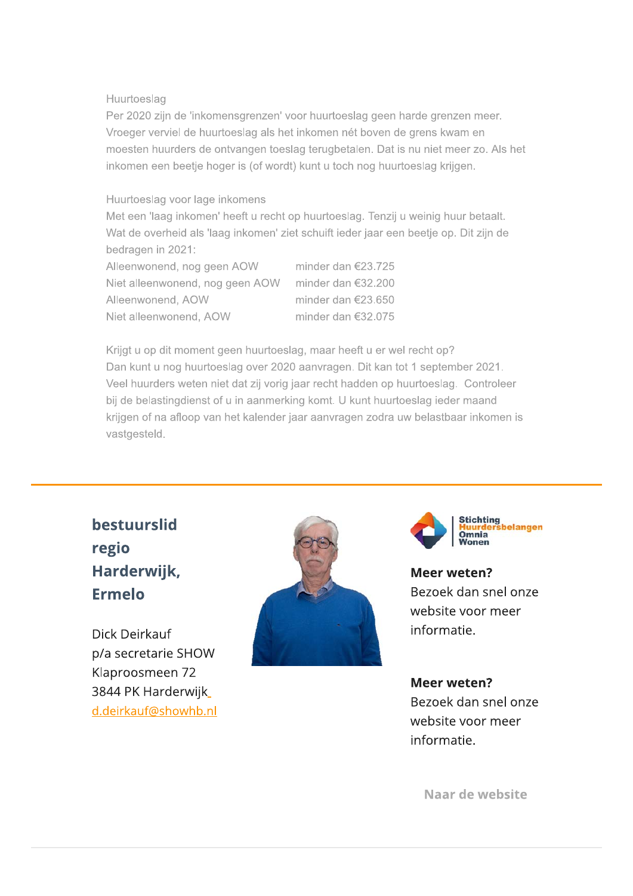Huurtoeslag

Per 2020 zijn de 'inkomensgrenzen' voor huurtoeslag geen harde grenzen meer. Vroeger verviel de huurtoeslag als het inkomen nét boven de grens kwam en moesten huurders de ontvangen toeslag terugbetalen. Dat is nu niet meer zo. Als het inkomen een beetje hoger is (of wordt) kunt u toch nog huurtoeslag krijgen.

Huurtoeslag voor lage inkomens

Met een 'laag inkomen' heeft u recht op huurtoeslag. Tenzij u weinig huur betaalt. Wat de overheid als 'laag inkomen' ziet schuift ieder jaar een beetje op. Dit zijn de bedragen in 2021:

| | |
|---|---|
| Alleenwonend, nog geen AOW | minder dan €23.725 |
| Niet alleenwonend, nog geen AOW | minder dan €32.200 |
| Alleenwonend, AOW | minder dan €23.650 |
| Niet alleenwonend, AOW | minder dan €32.075 |

Krijgt u op dit moment geen huurtoeslag, maar heeft u er wel recht op? Dan kunt u nog huurtoeslag over 2020 aanvragen. Dit kan tot 1 september 2021. Veel huurders weten niet dat zij vorig jaar recht hadden op huurtoeslag. Controleer bij de belastingdienst of u in aanmerking komt. U kunt huurtoeslag ieder maand krijgen of na afloop van het kalender jaar aanvragen zodra uw belastbaar inkomen is vastgesteld.

---

**bestuurslid regio Harderwijk, Ermelo**

Dick Deirkauf
p/a secretarie SHOW
Klaproosmeen 72
3844 PK Harderwijk
d.deirkauf@showhb.nl

Stichting Huurdersbelangen Omnia Wonen

**Meer weten?**
Bezoek dan snel onze website voor meer informatie.

**Meer weten?**
Bezoek dan snel onze website voor meer informatie.

**Naar de website**